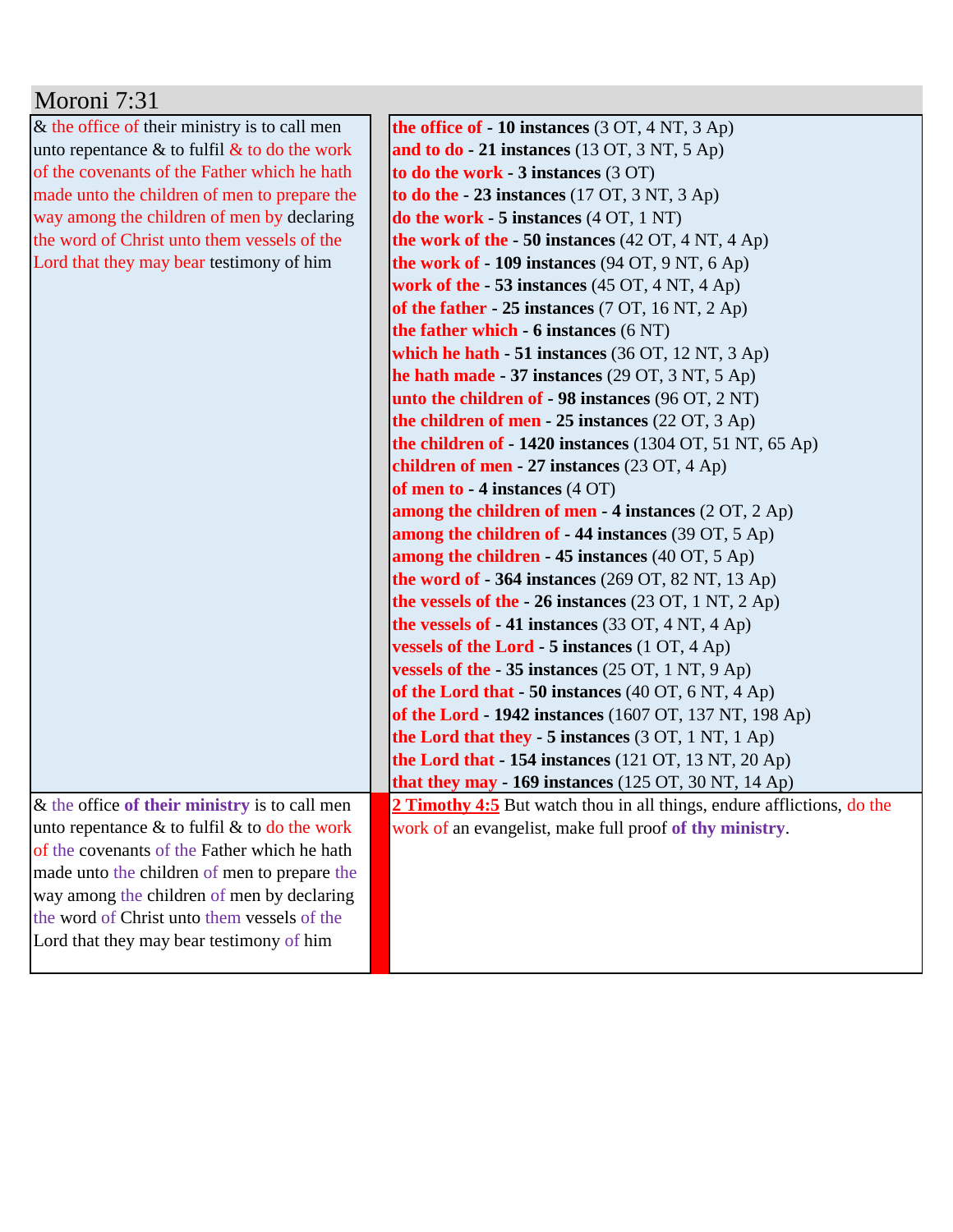# Moroni 7:31

| | |
|---|---|
| & the office of their ministry is to call men unto repentance & to fulfil & to do the work of the covenants of the Father which he hath made unto the children of men to prepare the way among the children of men by declaring the word of Christ unto them vessels of the Lord that they may bear testimony of him | **the office of** - **10 instances** (3 OT, 4 NT, 3 Ap)<br>**and to do** - **21 instances** (13 OT, 3 NT, 5 Ap)<br>**to do the work** - **3 instances** (3 OT)<br>**to do the** - **23 instances** (17 OT, 3 NT, 3 Ap)<br>**do the work** - **5 instances** (4 OT, 1 NT)<br>**the work of the** - **50 instances** (42 OT, 4 NT, 4 Ap)<br>**the work of** - **109 instances** (94 OT, 9 NT, 6 Ap)<br>**work of the** - **53 instances** (45 OT, 4 NT, 4 Ap)<br>**of the father** - **25 instances** (7 OT, 16 NT, 2 Ap)<br>**the father which** - **6 instances** (6 NT)<br>**which he hath** - **51 instances** (36 OT, 12 NT, 3 Ap)<br>**he hath made** - **37 instances** (29 OT, 3 NT, 5 Ap)<br>**unto the children of** - **98 instances** (96 OT, 2 NT)<br>**the children of men** - **25 instances** (22 OT, 3 Ap)<br>**the children of** - **1420 instances** (1304 OT, 51 NT, 65 Ap)<br>**children of men** - **27 instances** (23 OT, 4 Ap)<br>**of men to** - **4 instances** (4 OT)<br>**among the children of men** - **4 instances** (2 OT, 2 Ap)<br>**among the children of** - **44 instances** (39 OT, 5 Ap)<br>**among the children** - **45 instances** (40 OT, 5 Ap)<br>**the word of** - **364 instances** (269 OT, 82 NT, 13 Ap)<br>**the vessels of the** - **26 instances** (23 OT, 1 NT, 2 Ap)<br>**the vessels of** - **41 instances** (33 OT, 4 NT, 4 Ap)<br>**vessels of the Lord** - **5 instances** (1 OT, 4 Ap)<br>**vessels of the** - **35 instances** (25 OT, 1 NT, 9 Ap)<br>**of the Lord that** - **50 instances** (40 OT, 6 NT, 4 Ap)<br>**of the Lord** - **1942 instances** (1607 OT, 137 NT, 198 Ap)<br>**the Lord that they** - **5 instances** (3 OT, 1 NT, 1 Ap)<br>**the Lord that** - **154 instances** (121 OT, 13 NT, 20 Ap)<br>**that they may** - **169 instances** (125 OT, 30 NT, 14 Ap) |
| & the office **of their ministry** is to call men unto repentance & to fulfil & to do the work of the covenants of the Father which he hath made unto the children of men to prepare the way among the children of men by declaring the word of Christ unto them vessels of the Lord that they may bear testimony of him | **2 Timothy 4:5** But watch thou in all things, endure afflictions, do the work of an evangelist, make full proof **of thy ministry**. |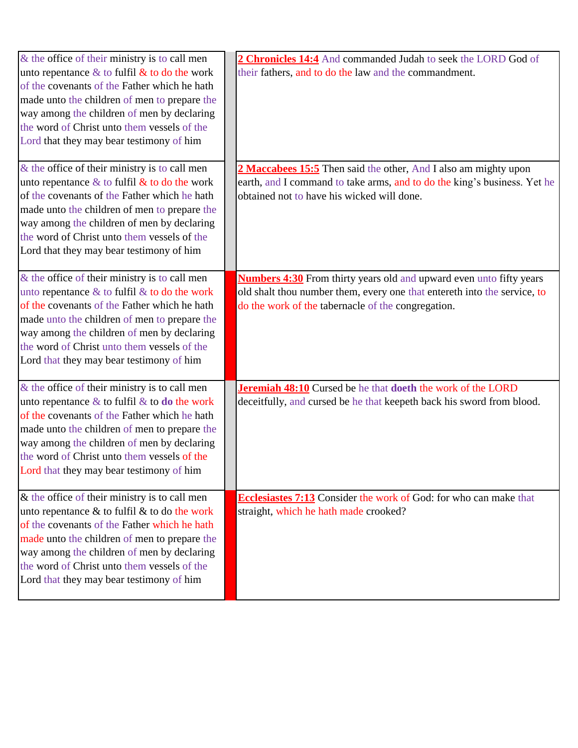| | | |
|---|---|---|
| & the office of their ministry is to call men unto repentance & to fulfil & to do the work of the covenants of the Father which he hath made unto the children of men to prepare the way among the children of men by declaring the word of Christ unto them vessels of the Lord that they may bear testimony of him | | **2 Chronicles 14:4** And commanded Judah to seek the LORD God of their fathers, and to do the law and the commandment. |
| & the office of their ministry is to call men unto repentance & to fulfil & to do the work of the covenants of the Father which he hath made unto the children of men to prepare the way among the children of men by declaring the word of Christ unto them vessels of the Lord that they may bear testimony of him | | **2 Maccabees 15:5** Then said the other, And I also am mighty upon earth, and I command to take arms, and to do the king's business. Yet he obtained not to have his wicked will done. |
| & the office of their ministry is to call men unto repentance & to fulfil & to do the work of the covenants of the Father which he hath made unto the children of men to prepare the way among the children of men by declaring the word of Christ unto them vessels of the Lord that they may bear testimony of him | | **Numbers 4:30** From thirty years old and upward even unto fifty years old shalt thou number them, every one that entereth into the service, to do the work of the tabernacle of the congregation. |
| & the office of their ministry is to call men unto repentance & to fulfil & to **do** the work of the covenants of the Father which he hath made unto the children of men to prepare the way among the children of men by declaring the word of Christ unto them vessels of the Lord that they may bear testimony of him | | **Jeremiah 48:10** Cursed be he that **doeth** the work of the LORD deceitfully, and cursed be he that keepeth back his sword from blood. |
| & the office of their ministry is to call men unto repentance & to fulfil & to do the work of the covenants of the Father which he hath made unto the children of men to prepare the way among the children of men by declaring the word of Christ unto them vessels of the Lord that they may bear testimony of him | | **Ecclesiastes 7:13** Consider the work of God: for who can make that straight, which he hath made crooked? |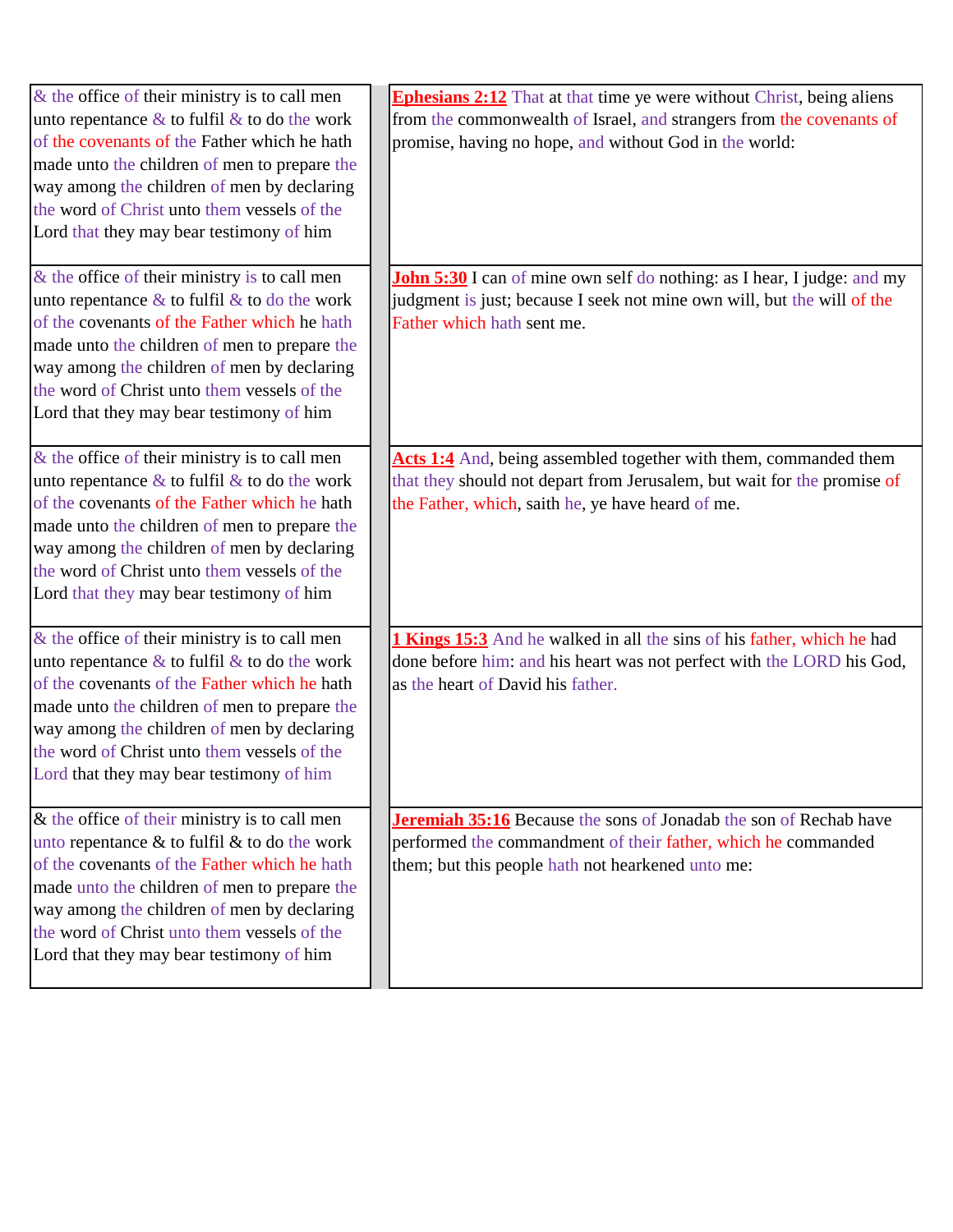| | |
|---|---|
| & the office of their ministry is to call men unto repentance & to fulfil & to do the work of the covenants of the Father which he hath made unto the children of men to prepare the way among the children of men by declaring the word of Christ unto them vessels of the Lord that they may bear testimony of him | **Ephesians 2:12** That at that time ye were without Christ, being aliens from the commonwealth of Israel, and strangers from the covenants of promise, having no hope, and without God in the world: |
| & the office of their ministry is to call men unto repentance & to fulfil & to do the work of the covenants of the Father which he hath made unto the children of men to prepare the way among the children of men by declaring the word of Christ unto them vessels of the Lord that they may bear testimony of him | **John 5:30** I can of mine own self do nothing: as I hear, I judge: and my judgment is just; because I seek not mine own will, but the will of the Father which hath sent me. |
| & the office of their ministry is to call men unto repentance & to fulfil & to do the work of the covenants of the Father which he hath made unto the children of men to prepare the way among the children of men by declaring the word of Christ unto them vessels of the Lord that they may bear testimony of him | **Acts 1:4** And, being assembled together with them, commanded them that they should not depart from Jerusalem, but wait for the promise of the Father, which, saith he, ye have heard of me. |
| & the office of their ministry is to call men unto repentance & to fulfil & to do the work of the covenants of the Father which he hath made unto the children of men to prepare the way among the children of men by declaring the word of Christ unto them vessels of the Lord that they may bear testimony of him | **1 Kings 15:3** And he walked in all the sins of his father, which he had done before him: and his heart was not perfect with the LORD his God, as the heart of David his father. |
| & the office of their ministry is to call men unto repentance & to fulfil & to do the work of the covenants of the Father which he hath made unto the children of men to prepare the way among the children of men by declaring the word of Christ unto them vessels of the Lord that they may bear testimony of him | **Jeremiah 35:16** Because the sons of Jonadab the son of Rechab have performed the commandment of their father, which he commanded them; but this people hath not hearkened unto me: |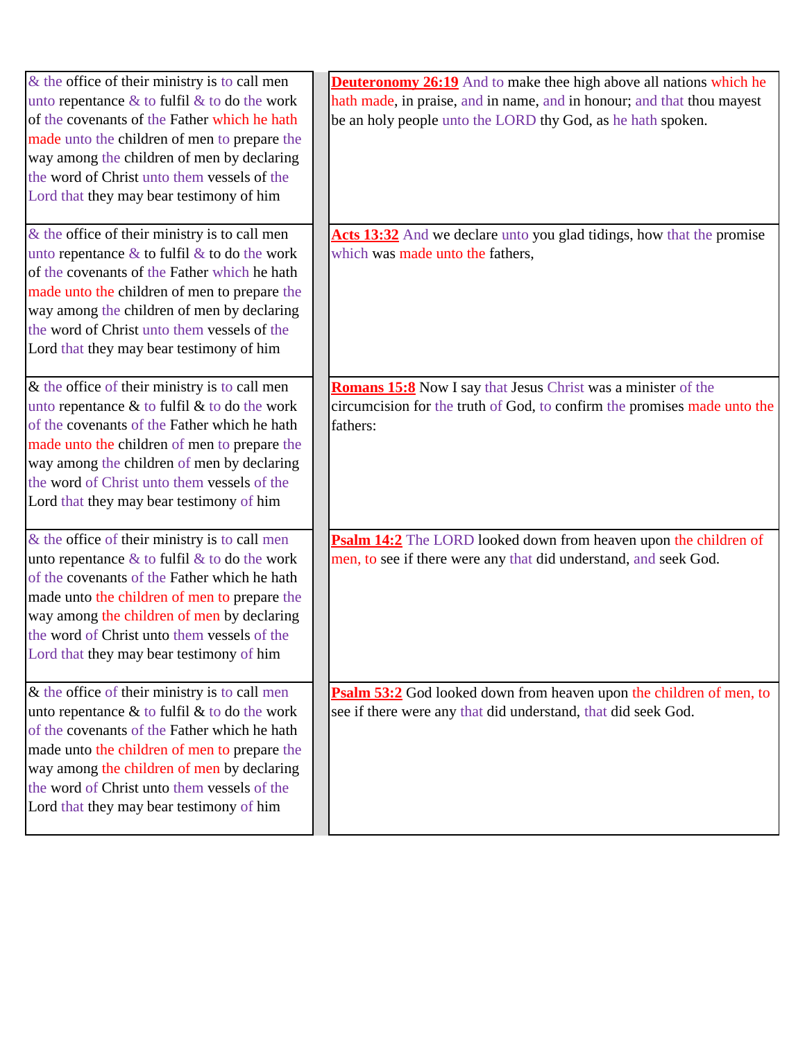| | |
|---|---|
| & the office of their ministry is to call men unto repentance & to fulfil & to do the work of the covenants of the Father which he hath made unto the children of men to prepare the way among the children of men by declaring the word of Christ unto them vessels of the Lord that they may bear testimony of him | **Deuteronomy 26:19** And to make thee high above all nations which he hath made, in praise, and in name, and in honour; and that thou mayest be an holy people unto the LORD thy God, as he hath spoken. |
| & the office of their ministry is to call men unto repentance & to fulfil & to do the work of the covenants of the Father which he hath made unto the children of men to prepare the way among the children of men by declaring the word of Christ unto them vessels of the Lord that they may bear testimony of him | **Acts 13:32** And we declare unto you glad tidings, how that the promise which was made unto the fathers, |
| & the office of their ministry is to call men unto repentance & to fulfil & to do the work of the covenants of the Father which he hath made unto the children of men to prepare the way among the children of men by declaring the word of Christ unto them vessels of the Lord that they may bear testimony of him | **Romans 15:8** Now I say that Jesus Christ was a minister of the circumcision for the truth of God, to confirm the promises made unto the fathers: |
| & the office of their ministry is to call men unto repentance & to fulfil & to do the work of the covenants of the Father which he hath made unto the children of men to prepare the way among the children of men by declaring the word of Christ unto them vessels of the Lord that they may bear testimony of him | **Psalm 14:2** The LORD looked down from heaven upon the children of men, to see if there were any that did understand, and seek God. |
| & the office of their ministry is to call men unto repentance & to fulfil & to do the work of the covenants of the Father which he hath made unto the children of men to prepare the way among the children of men by declaring the word of Christ unto them vessels of the Lord that they may bear testimony of him | **Psalm 53:2** God looked down from heaven upon the children of men, to see if there were any that did understand, that did seek God. |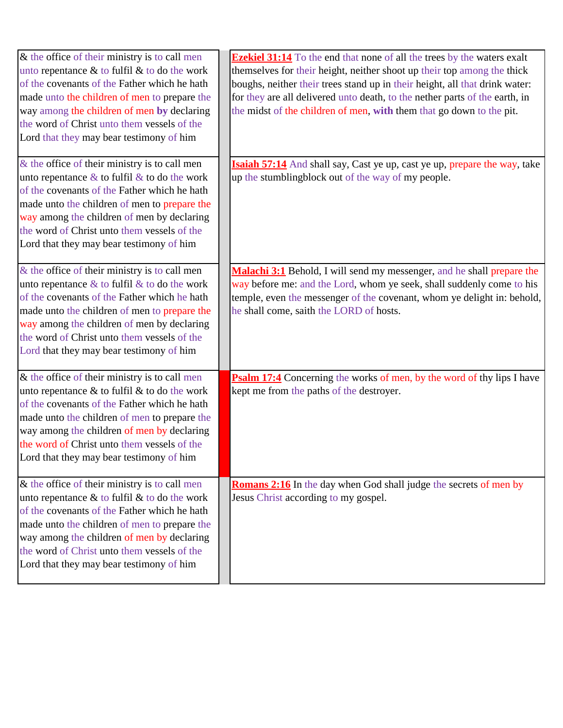| | | |
|---|---|---|
| & the office of their ministry is to call men unto repentance & to fulfil & to do the work of the covenants of the Father which he hath made unto the children of men to prepare the way among the children of men **by** declaring the word of Christ unto them vessels of the Lord that they may bear testimony of him | | **Ezekiel 31:14** To the end that none of all the trees by the waters exalt themselves for their height, neither shoot up their top among the thick boughs, neither their trees stand up in their height, all that drink water: for they are all delivered unto death, to the nether parts of the earth, in the midst of the children of men, **with** them that go down to the pit. |
| & the office of their ministry is to call men unto repentance & to fulfil & to do the work of the covenants of the Father which he hath made unto the children of men to prepare the way among the children of men by declaring the word of Christ unto them vessels of the Lord that they may bear testimony of him | | **Isaiah 57:14** And shall say, Cast ye up, cast ye up, prepare the way, take up the stumblingblock out of the way of my people. |
| & the office of their ministry is to call men unto repentance & to fulfil & to do the work of the covenants of the Father which he hath made unto the children of men to prepare the way among the children of men by declaring the word of Christ unto them vessels of the Lord that they may bear testimony of him | | **Malachi 3:1** Behold, I will send my messenger, and he shall prepare the way before me: and the Lord, whom ye seek, shall suddenly come to his temple, even the messenger of the covenant, whom ye delight in: behold, he shall come, saith the LORD of hosts. |
| & the office of their ministry is to call men unto repentance & to fulfil & to do the work of the covenants of the Father which he hath made unto the children of men to prepare the way among the children of men by declaring the word of Christ unto them vessels of the Lord that they may bear testimony of him | | **Psalm 17:4** Concerning the works of men, by the word of thy lips I have kept me from the paths of the destroyer. |
| & the office of their ministry is to call men unto repentance & to fulfil & to do the work of the covenants of the Father which he hath made unto the children of men to prepare the way among the children of men by declaring the word of Christ unto them vessels of the Lord that they may bear testimony of him | | **Romans 2:16** In the day when God shall judge the secrets of men by Jesus Christ according to my gospel. |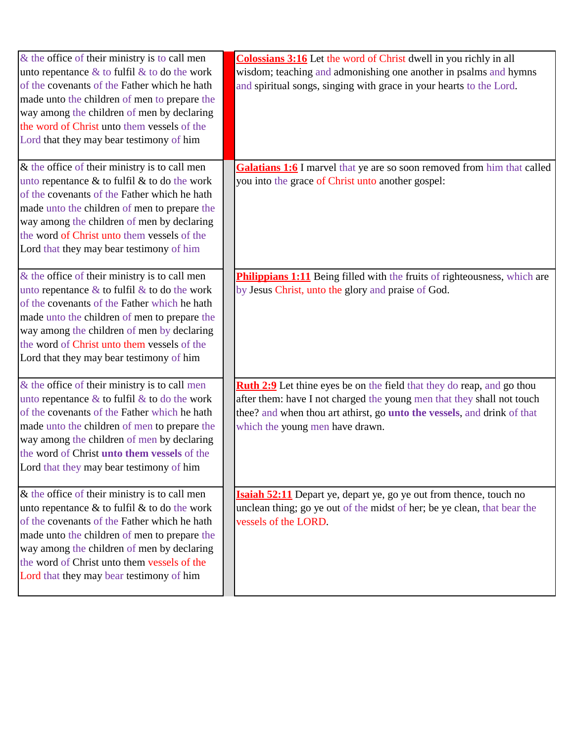| | | |
|---|---|---|
| & the office of their ministry is to call men unto repentance & to fulfil & to do the work of the covenants of the Father which he hath made unto the children of men to prepare the way among the children of men by declaring the word of Christ unto them vessels of the Lord that they may bear testimony of him | | **Colossians 3:16** Let the word of Christ dwell in you richly in all wisdom; teaching and admonishing one another in psalms and hymns and spiritual songs, singing with grace in your hearts to the Lord. |
| & the office of their ministry is to call men unto repentance & to fulfil & to do the work of the covenants of the Father which he hath made unto the children of men to prepare the way among the children of men by declaring the word of Christ unto them vessels of the Lord that they may bear testimony of him | | **Galatians 1:6** I marvel that ye are so soon removed from him that called you into the grace of Christ unto another gospel: |
| & the office of their ministry is to call men unto repentance & to fulfil & to do the work of the covenants of the Father which he hath made unto the children of men to prepare the way among the children of men by declaring the word of Christ unto them vessels of the Lord that they may bear testimony of him | | **Philippians 1:11** Being filled with the fruits of righteousness, which are by Jesus Christ, unto the glory and praise of God. |
| & the office of their ministry is to call men unto repentance & to fulfil & to do the work of the covenants of the Father which he hath made unto the children of men to prepare the way among the children of men by declaring the word of Christ **unto them vessels** of the Lord that they may bear testimony of him | | **Ruth 2:9** Let thine eyes be on the field that they do reap, and go thou after them: have I not charged the young men that they shall not touch thee? and when thou art athirst, go **unto the vessels**, and drink of that which the young men have drawn. |
| & the office of their ministry is to call men unto repentance & to fulfil & to do the work of the covenants of the Father which he hath made unto the children of men to prepare the way among the children of men by declaring the word of Christ unto them vessels of the Lord that they may bear testimony of him | | **Isaiah 52:11** Depart ye, depart ye, go ye out from thence, touch no unclean thing; go ye out of the midst of her; be ye clean, that bear the vessels of the LORD. |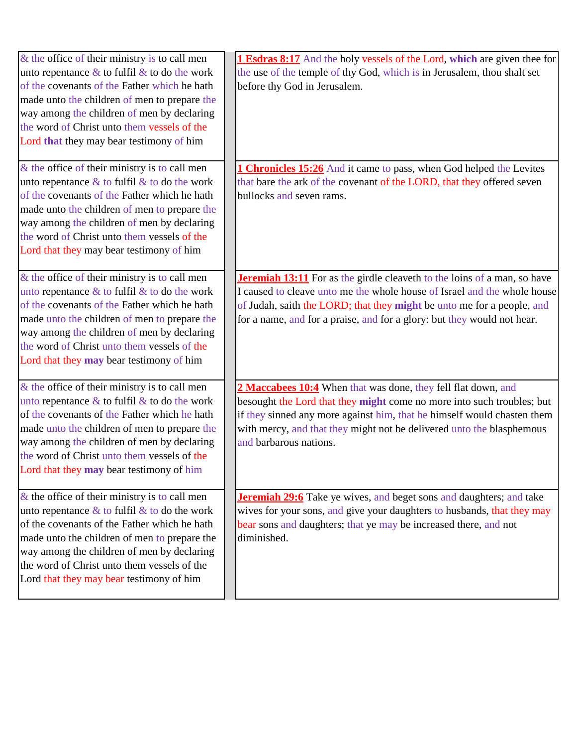| | |
|---|---|
| & the office of their ministry is to call men unto repentance & to fulfil & to do the work of the covenants of the Father which he hath made unto the children of men to prepare the way among the children of men by declaring the word of Christ unto them vessels of the Lord **that** they may bear testimony of him | **1 Esdras 8:17** And the holy vessels of the Lord, **which** are given thee for the use of the temple of thy God, which is in Jerusalem, thou shalt set before thy God in Jerusalem. |
| & the office of their ministry is to call men unto repentance & to fulfil & to do the work of the covenants of the Father which he hath made unto the children of men to prepare the way among the children of men by declaring the word of Christ unto them vessels of the Lord that they may bear testimony of him | **1 Chronicles 15:26** And it came to pass, when God helped the Levites that bare the ark of the covenant of the LORD, that they offered seven bullocks and seven rams. |
| & the office of their ministry is to call men unto repentance & to fulfil & to do the work of the covenants of the Father which he hath made unto the children of men to prepare the way among the children of men by declaring the word of Christ unto them vessels of the Lord that they **may** bear testimony of him | **Jeremiah 13:11** For as the girdle cleaveth to the loins of a man, so have I caused to cleave unto me the whole house of Israel and the whole house of Judah, saith the LORD; that they **might** be unto me for a people, and for a name, and for a praise, and for a glory: but they would not hear. |
| & the office of their ministry is to call men unto repentance & to fulfil & to do the work of the covenants of the Father which he hath made unto the children of men to prepare the way among the children of men by declaring the word of Christ unto them vessels of the Lord that they **may** bear testimony of him | **2 Maccabees 10:4** When that was done, they fell flat down, and besought the Lord that they **might** come no more into such troubles; but if they sinned any more against him, that he himself would chasten them with mercy, and that they might not be delivered unto the blasphemous and barbarous nations. |
| & the office of their ministry is to call men unto repentance & to fulfil & to do the work of the covenants of the Father which he hath made unto the children of men to prepare the way among the children of men by declaring the word of Christ unto them vessels of the Lord that they may bear testimony of him | **Jeremiah 29:6** Take ye wives, and beget sons and daughters; and take wives for your sons, and give your daughters to husbands, that they may bear sons and daughters; that ye may be increased there, and not diminished. |